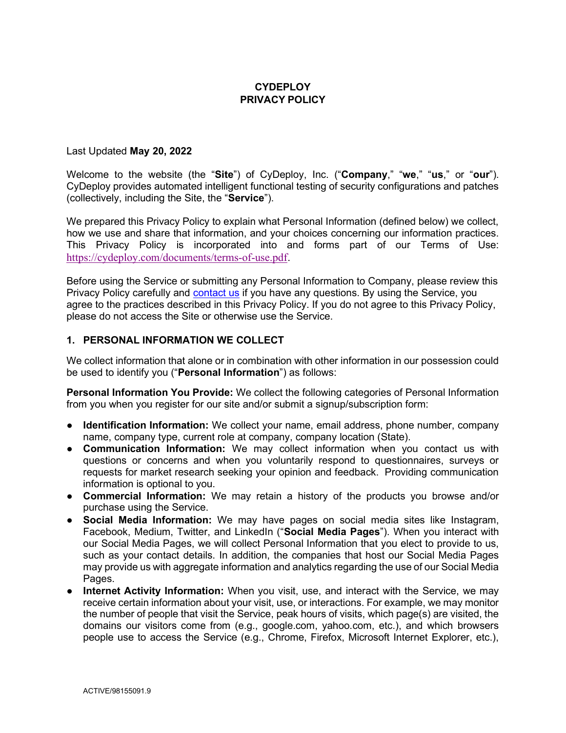# CYDEPLOY
# PRIVACY POLICY

Last Updated **May 20, 2022**

Welcome to the website (the "**Site**") of CyDeploy, Inc. ("**Company**," "**we**," "**us**," or "**our**"). CyDeploy provides automated intelligent functional testing of security configurations and patches (collectively, including the Site, the "**Service**").

We prepared this Privacy Policy to explain what Personal Information (defined below) we collect, how we use and share that information, and your choices concerning our information practices. This Privacy Policy is incorporated into and forms part of our Terms of Use: https://cydeploy.com/documents/terms-of-use.pdf.

Before using the Service or submitting any Personal Information to Company, please review this Privacy Policy carefully and contact us if you have any questions. By using the Service, you agree to the practices described in this Privacy Policy. If you do not agree to this Privacy Policy, please do not access the Site or otherwise use the Service.

## 1. PERSONAL INFORMATION WE COLLECT

We collect information that alone or in combination with other information in our possession could be used to identify you ("**Personal Information**") as follows:

**Personal Information You Provide:** We collect the following categories of Personal Information from you when you register for our site and/or submit a signup/subscription form:

- **Identification Information:** We collect your name, email address, phone number, company name, company type, current role at company, company location (State).
- **Communication Information:** We may collect information when you contact us with questions or concerns and when you voluntarily respond to questionnaires, surveys or requests for market research seeking your opinion and feedback. Providing communication information is optional to you.
- **Commercial Information:** We may retain a history of the products you browse and/or purchase using the Service.
- **Social Media Information:** We may have pages on social media sites like Instagram, Facebook, Medium, Twitter, and LinkedIn ("**Social Media Pages**"). When you interact with our Social Media Pages, we will collect Personal Information that you elect to provide to us, such as your contact details. In addition, the companies that host our Social Media Pages may provide us with aggregate information and analytics regarding the use of our Social Media Pages.
- **Internet Activity Information:** When you visit, use, and interact with the Service, we may receive certain information about your visit, use, or interactions. For example, we may monitor the number of people that visit the Service, peak hours of visits, which page(s) are visited, the domains our visitors come from (e.g., google.com, yahoo.com, etc.), and which browsers people use to access the Service (e.g., Chrome, Firefox, Microsoft Internet Explorer, etc.),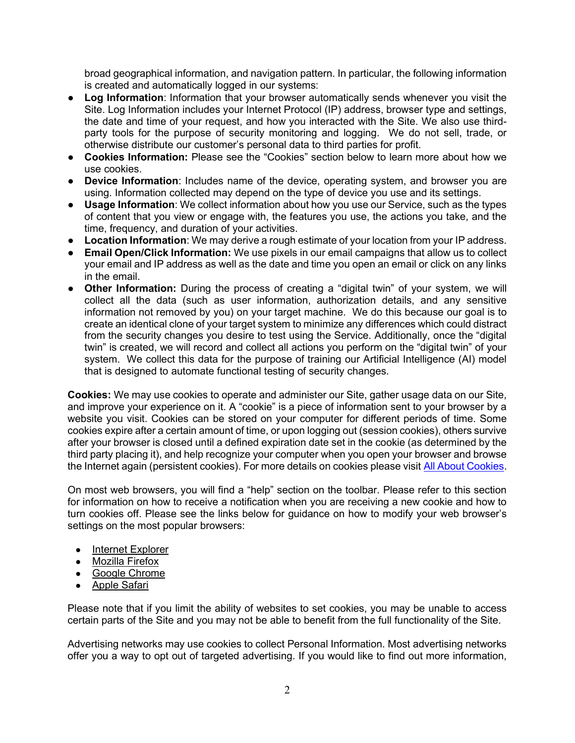broad geographical information, and navigation pattern. In particular, the following information is created and automatically logged in our systems:

- **Log Information**: Information that your browser automatically sends whenever you visit the Site. Log Information includes your Internet Protocol (IP) address, browser type and settings, the date and time of your request, and how you interacted with the Site. We also use third-party tools for the purpose of security monitoring and logging. We do not sell, trade, or otherwise distribute our customer's personal data to third parties for profit.
- **Cookies Information:** Please see the "Cookies" section below to learn more about how we use cookies.
- **Device Information**: Includes name of the device, operating system, and browser you are using. Information collected may depend on the type of device you use and its settings.
- **Usage Information**: We collect information about how you use our Service, such as the types of content that you view or engage with, the features you use, the actions you take, and the time, frequency, and duration of your activities.
- **Location Information**: We may derive a rough estimate of your location from your IP address.
- **Email Open/Click Information:** We use pixels in our email campaigns that allow us to collect your email and IP address as well as the date and time you open an email or click on any links in the email.
- **Other Information:** During the process of creating a "digital twin" of your system, we will collect all the data (such as user information, authorization details, and any sensitive information not removed by you) on your target machine. We do this because our goal is to create an identical clone of your target system to minimize any differences which could distract from the security changes you desire to test using the Service. Additionally, once the "digital twin" is created, we will record and collect all actions you perform on the "digital twin" of your system. We collect this data for the purpose of training our Artificial Intelligence (AI) model that is designed to automate functional testing of security changes.

**Cookies:** We may use cookies to operate and administer our Site, gather usage data on our Site, and improve your experience on it. A "cookie" is a piece of information sent to your browser by a website you visit. Cookies can be stored on your computer for different periods of time. Some cookies expire after a certain amount of time, or upon logging out (session cookies), others survive after your browser is closed until a defined expiration date set in the cookie (as determined by the third party placing it), and help recognize your computer when you open your browser and browse the Internet again (persistent cookies). For more details on cookies please visit All About Cookies.

On most web browsers, you will find a "help" section on the toolbar. Please refer to this section for information on how to receive a notification when you are receiving a new cookie and how to turn cookies off. Please see the links below for guidance on how to modify your web browser's settings on the most popular browsers:

- Internet Explorer
- Mozilla Firefox
- Google Chrome
- Apple Safari

Please note that if you limit the ability of websites to set cookies, you may be unable to access certain parts of the Site and you may not be able to benefit from the full functionality of the Site.

Advertising networks may use cookies to collect Personal Information. Most advertising networks offer you a way to opt out of targeted advertising. If you would like to find out more information,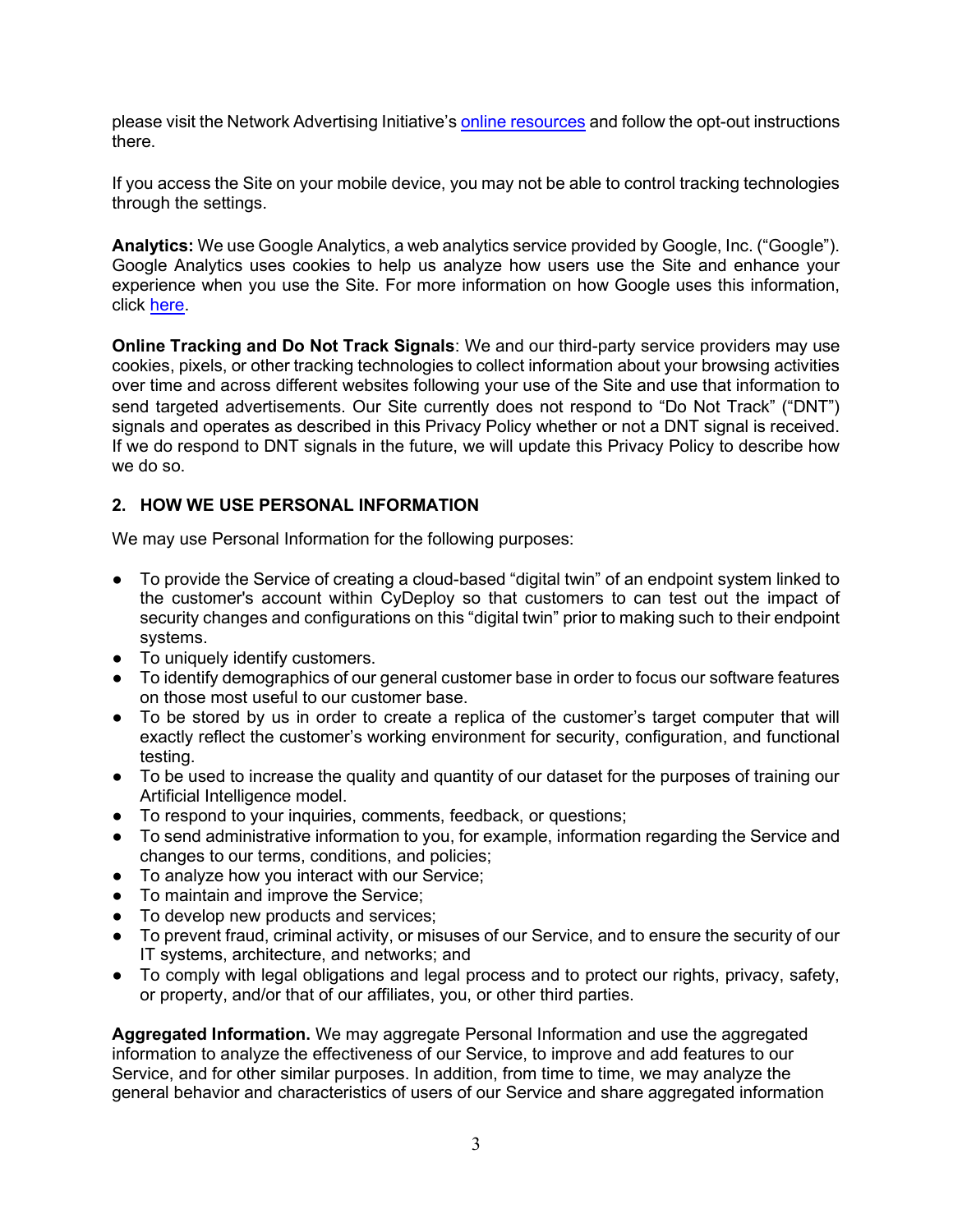please visit the Network Advertising Initiative's online resources and follow the opt-out instructions there.

If you access the Site on your mobile device, you may not be able to control tracking technologies through the settings.

**Analytics:** We use Google Analytics, a web analytics service provided by Google, Inc. ("Google"). Google Analytics uses cookies to help us analyze how users use the Site and enhance your experience when you use the Site. For more information on how Google uses this information, click here.

**Online Tracking and Do Not Track Signals**: We and our third-party service providers may use cookies, pixels, or other tracking technologies to collect information about your browsing activities over time and across different websites following your use of the Site and use that information to send targeted advertisements. Our Site currently does not respond to "Do Not Track" ("DNT") signals and operates as described in this Privacy Policy whether or not a DNT signal is received. If we do respond to DNT signals in the future, we will update this Privacy Policy to describe how we do so.

## 2. HOW WE USE PERSONAL INFORMATION

We may use Personal Information for the following purposes:

- To provide the Service of creating a cloud-based "digital twin" of an endpoint system linked to the customer's account within CyDeploy so that customers to can test out the impact of security changes and configurations on this "digital twin" prior to making such to their endpoint systems.
- To uniquely identify customers.
- To identify demographics of our general customer base in order to focus our software features on those most useful to our customer base.
- To be stored by us in order to create a replica of the customer's target computer that will exactly reflect the customer's working environment for security, configuration, and functional testing.
- To be used to increase the quality and quantity of our dataset for the purposes of training our Artificial Intelligence model.
- To respond to your inquiries, comments, feedback, or questions;
- To send administrative information to you, for example, information regarding the Service and changes to our terms, conditions, and policies;
- To analyze how you interact with our Service;
- To maintain and improve the Service;
- To develop new products and services;
- To prevent fraud, criminal activity, or misuses of our Service, and to ensure the security of our IT systems, architecture, and networks; and
- To comply with legal obligations and legal process and to protect our rights, privacy, safety, or property, and/or that of our affiliates, you, or other third parties.

**Aggregated Information.** We may aggregate Personal Information and use the aggregated information to analyze the effectiveness of our Service, to improve and add features to our Service, and for other similar purposes. In addition, from time to time, we may analyze the general behavior and characteristics of users of our Service and share aggregated information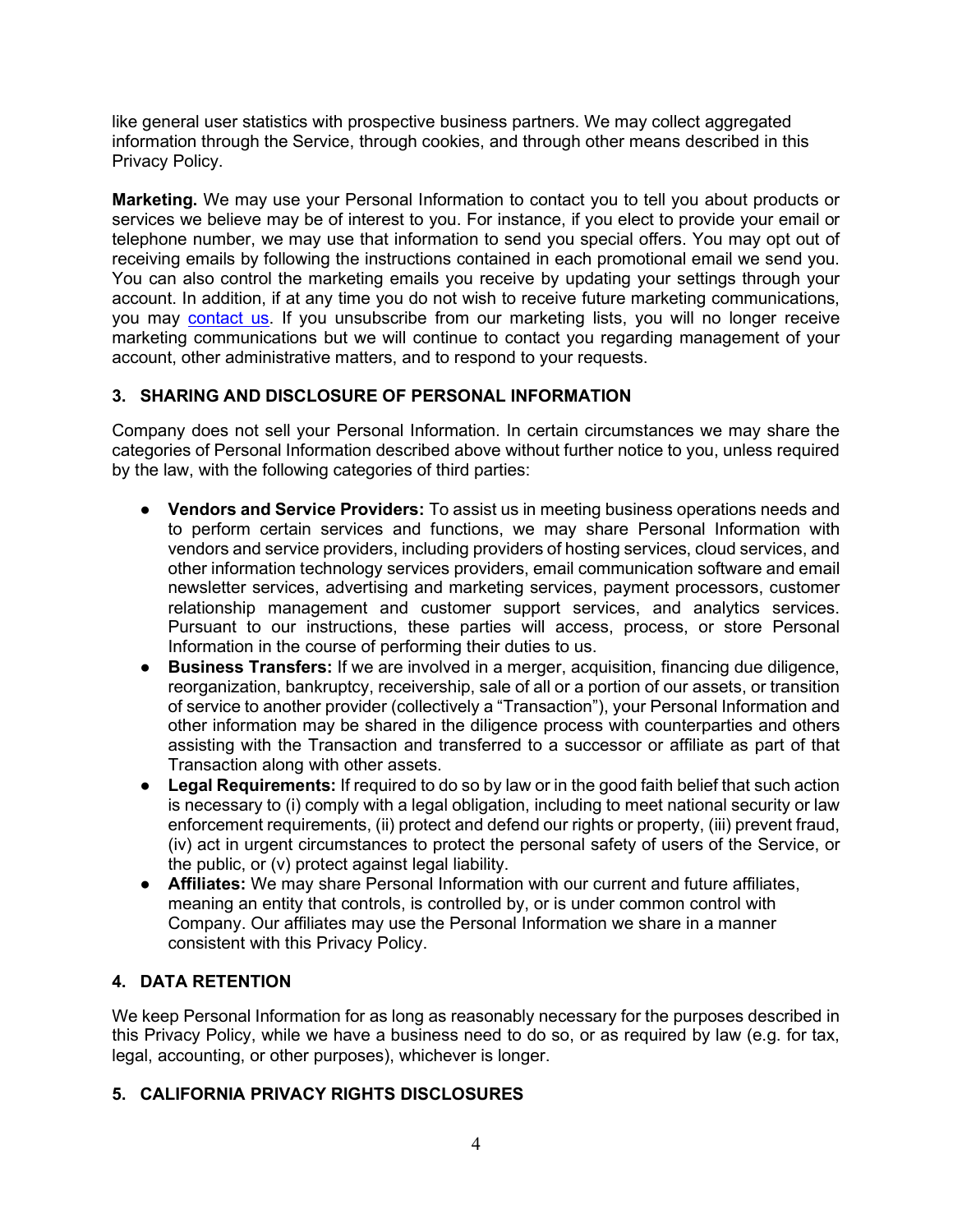like general user statistics with prospective business partners. We may collect aggregated information through the Service, through cookies, and through other means described in this Privacy Policy.

**Marketing.** We may use your Personal Information to contact you to tell you about products or services we believe may be of interest to you. For instance, if you elect to provide your email or telephone number, we may use that information to send you special offers. You may opt out of receiving emails by following the instructions contained in each promotional email we send you. You can also control the marketing emails you receive by updating your settings through your account. In addition, if at any time you do not wish to receive future marketing communications, you may contact us. If you unsubscribe from our marketing lists, you will no longer receive marketing communications but we will continue to contact you regarding management of your account, other administrative matters, and to respond to your requests.

## 3. SHARING AND DISCLOSURE OF PERSONAL INFORMATION

Company does not sell your Personal Information. In certain circumstances we may share the categories of Personal Information described above without further notice to you, unless required by the law, with the following categories of third parties:

- **Vendors and Service Providers:** To assist us in meeting business operations needs and to perform certain services and functions, we may share Personal Information with vendors and service providers, including providers of hosting services, cloud services, and other information technology services providers, email communication software and email newsletter services, advertising and marketing services, payment processors, customer relationship management and customer support services, and analytics services. Pursuant to our instructions, these parties will access, process, or store Personal Information in the course of performing their duties to us.
- **Business Transfers:** If we are involved in a merger, acquisition, financing due diligence, reorganization, bankruptcy, receivership, sale of all or a portion of our assets, or transition of service to another provider (collectively a "Transaction"), your Personal Information and other information may be shared in the diligence process with counterparties and others assisting with the Transaction and transferred to a successor or affiliate as part of that Transaction along with other assets.
- **Legal Requirements:** If required to do so by law or in the good faith belief that such action is necessary to (i) comply with a legal obligation, including to meet national security or law enforcement requirements, (ii) protect and defend our rights or property, (iii) prevent fraud, (iv) act in urgent circumstances to protect the personal safety of users of the Service, or the public, or (v) protect against legal liability.
- **Affiliates:** We may share Personal Information with our current and future affiliates, meaning an entity that controls, is controlled by, or is under common control with Company. Our affiliates may use the Personal Information we share in a manner consistent with this Privacy Policy.

## 4. DATA RETENTION

We keep Personal Information for as long as reasonably necessary for the purposes described in this Privacy Policy, while we have a business need to do so, or as required by law (e.g. for tax, legal, accounting, or other purposes), whichever is longer.

## 5. CALIFORNIA PRIVACY RIGHTS DISCLOSURES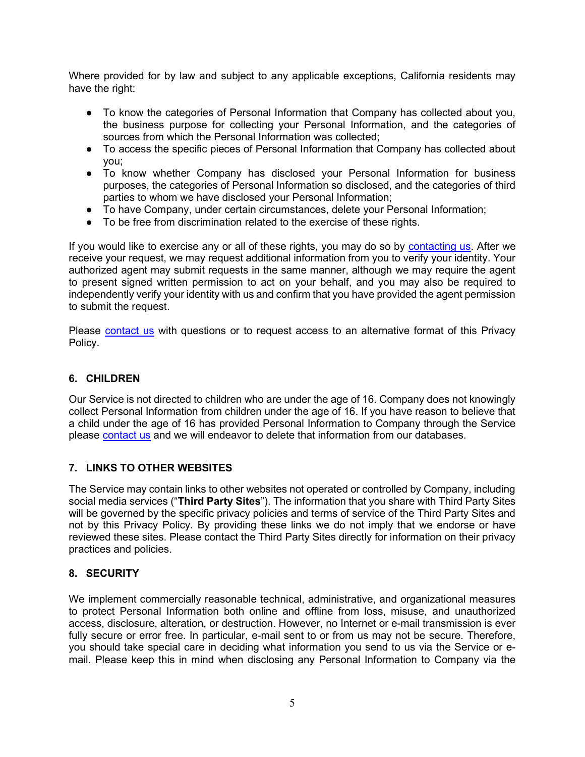Where provided for by law and subject to any applicable exceptions, California residents may have the right:

- To know the categories of Personal Information that Company has collected about you, the business purpose for collecting your Personal Information, and the categories of sources from which the Personal Information was collected;
- To access the specific pieces of Personal Information that Company has collected about you;
- To know whether Company has disclosed your Personal Information for business purposes, the categories of Personal Information so disclosed, and the categories of third parties to whom we have disclosed your Personal Information;
- To have Company, under certain circumstances, delete your Personal Information;
- To be free from discrimination related to the exercise of these rights.

If you would like to exercise any or all of these rights, you may do so by contacting us. After we receive your request, we may request additional information from you to verify your identity. Your authorized agent may submit requests in the same manner, although we may require the agent to present signed written permission to act on your behalf, and you may also be required to independently verify your identity with us and confirm that you have provided the agent permission to submit the request.

Please contact us with questions or to request access to an alternative format of this Privacy Policy.

## 6. CHILDREN

Our Service is not directed to children who are under the age of 16. Company does not knowingly collect Personal Information from children under the age of 16. If you have reason to believe that a child under the age of 16 has provided Personal Information to Company through the Service please contact us and we will endeavor to delete that information from our databases.

## 7. LINKS TO OTHER WEBSITES

The Service may contain links to other websites not operated or controlled by Company, including social media services ("**Third Party Sites**"). The information that you share with Third Party Sites will be governed by the specific privacy policies and terms of service of the Third Party Sites and not by this Privacy Policy. By providing these links we do not imply that we endorse or have reviewed these sites. Please contact the Third Party Sites directly for information on their privacy practices and policies.

## 8. SECURITY

We implement commercially reasonable technical, administrative, and organizational measures to protect Personal Information both online and offline from loss, misuse, and unauthorized access, disclosure, alteration, or destruction. However, no Internet or e-mail transmission is ever fully secure or error free. In particular, e-mail sent to or from us may not be secure. Therefore, you should take special care in deciding what information you send to us via the Service or e-mail. Please keep this in mind when disclosing any Personal Information to Company via the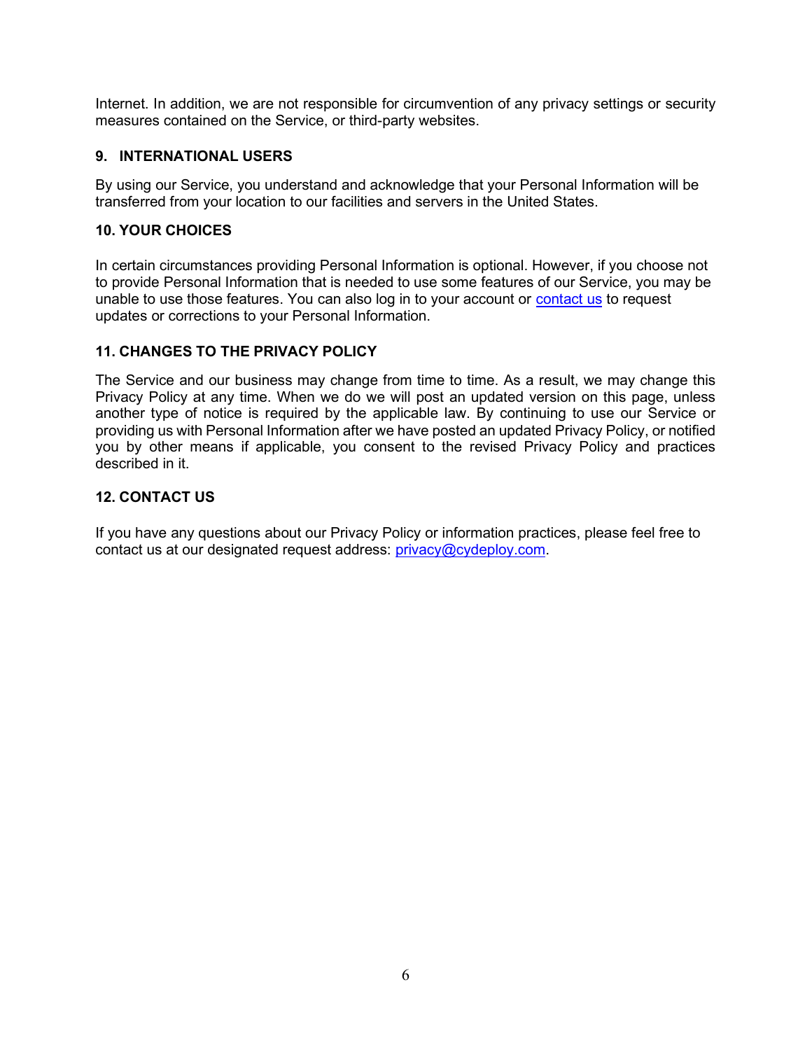Internet. In addition, we are not responsible for circumvention of any privacy settings or security measures contained on the Service, or third-party websites.

## 9. INTERNATIONAL USERS

By using our Service, you understand and acknowledge that your Personal Information will be transferred from your location to our facilities and servers in the United States.

## 10. YOUR CHOICES

In certain circumstances providing Personal Information is optional. However, if you choose not to provide Personal Information that is needed to use some features of our Service, you may be unable to use those features. You can also log in to your account or contact us to request updates or corrections to your Personal Information.

## 11. CHANGES TO THE PRIVACY POLICY

The Service and our business may change from time to time. As a result, we may change this Privacy Policy at any time. When we do we will post an updated version on this page, unless another type of notice is required by the applicable law. By continuing to use our Service or providing us with Personal Information after we have posted an updated Privacy Policy, or notified you by other means if applicable, you consent to the revised Privacy Policy and practices described in it.

## 12. CONTACT US

If you have any questions about our Privacy Policy or information practices, please feel free to contact us at our designated request address: privacy@cydeploy.com.